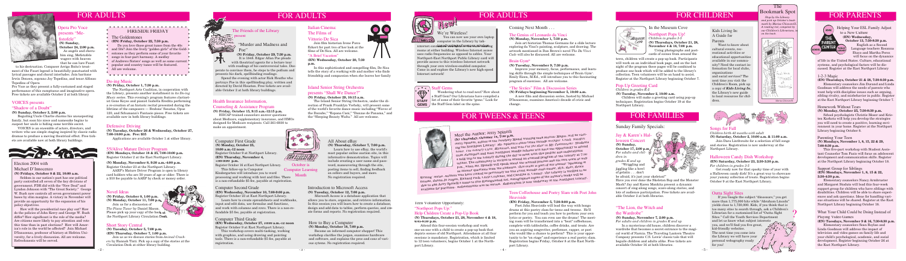# FOR ADULTS

## Opera Pro Voce presents "Mefistofele"

**(N) Sunday, October 24, 2:00 p.m.**

As angels and cherubim sing, Mefistofele wagers with heaven that he can lure Faust to his destruction. Composer Arrigo Boito's treatment of the Faust legend is beautifully punctuated with lyrical passages and choral interludes. Join baritone Irwin Densen, soprano Joy Tepedino, and tenor Alfonso Tepedino of Opera Pro Voce as they present a fully-costumed and staged performance of this sumptuous and imaginative opera. Free tickets are available October 2 at both library buildings.

## VOICES presents "Shadow of a Doubt"

**(N) Sunday, October 3, 2:00 p.m.**

Beguiling Uncle Charlie charms his unsuspecting family, but soon his niece and namesake begins to suspect her uncle is hiding some terrible secret.

VOICES is an ensemble of actors, directors, and writers who use simple staging inspired by classic radio dramas to produce a moving theatrical effect. Free tickets are available now at both library buildings.

## Election 2004 with Michael D'Innocenzo

**(N) Fridays, October 8 & 22, 10:00 a.m.**

Seldom in our nation's past has one political party controlled all seven of the key divisions of government. FDR did with the "New Deal" and Lyndon Johnson with "The Great Society." George W. Bush now controls all seven government power bases by slim margins. A victory in November will provide an opportunity for the expansion of his policy objectives.

How will the presidential race play out? How do the policies of John Kerry and George W. Bush differ? How significant is the role of the media? Are citizens more likely to pay attention and vote this time than in past elections? How will America's role in the world be affected? Join Michael D'Innocenzo, professor of history at Hofstra University, for a lively discussion. All are welcome. Refreshments will be served.

## FIRESIDE FRIDAY

### The Goldentones

**(EN) Friday, October 22, 7:30 p.m.**

Do you love those great tunes from the 40s and 50s? Join the lovely "golden girls" of the Goldentones as they perform some of your favorite songs in four-part harmony. A medley of Andrews Sisters' songs as well as some current popular and country tunes will be featured. All are welcome.

## Do-ing Music

**(N) Friday, October 1, 7:30 p.m.**

The Northport Arts Coalition, in conjunction with the Library, presents another installment in its *Do-ing Music* series. This evening's program features clarinetist Gene Keyes and pianist Isabella Rendiz performing a re-creation of an historic recital presented during the lifetime of the composers — Brahms' Sonatas, Opus 120, and Schumann's Fantasie pieces. Free tickets are available now in both library buildings.

## Defensive Driving

**(N) Tuesday, October 26 & Wednesday, October 27, 7:00-10:00 p.m. Fee: $35**

Applications are available October 1 at either library.

## 55/Alive Mature Driver Program

**(EN) Mondays, October 18 & 25, 7:00-10:00 p.m.**
Register October 2 at the East Northport Library.

**(N) Mondays, November 8, 9:30 a.m.-4:00 p.m.**
Register October 23 at the Northport Library.

AARP's Mature Driver Program is open to library card holders who are 50 years of age or older. There is a $10 fee payable to AARP by check or money order.

## Novel Ideas

**(N) Friday, October 8, 1:00 p.m.**
**(N) Monday, October 11, 7:00 p.m.**

Join us for a discussion of *The Piano Tuner* by Daniel Mason. Please pick up your copy of the book at the Northport Library Circulation Desk.

## Short Story Central

**(N) Tuesday, October 5, 7:00 p.m.**
**(EN) Thursday, October 7, 1:00 p.m.**

Join us as we discuss stories from *Animal Crackers* by Hannah Tinti. Pick up a copy of the stories at the Circulation Desk at either library building.

## The Friends of the Library present "Murder and Madness and Poe"

**(N) Friday, October 29, 7:30 p.m.**

It is 1848. Edgar Allan Poe pleads with theatrical agents for a lecture tour with readings of his controversial tales. Desperate to convince them, he steps to the podium and presents his dark, spellbinding readings.

Spend the evening with actor Rich Hoehn who portrays Poe in this spellbinding play, written and directed by David Houston. Free tickets are available October 2 at both library buildings.

## Italian Cinema: The Films of Vittorio De Sica

Join film historian Irene Rosso Eckert for two of her look at the films of De Sica. All are welcome.

### "A Brief Vacation"

**(EN) Wednesday, October 20, 7:30 p.m.**

In this sophisticated and compelling film, De Sica tells the story of a working wife and mother who finds friendship and compassion when she leaves her family.

## Health Insurance Information, Counseling & Assistance Program

**(N) Friday, October 15, 9:15 a.m.-12:15 p.m.**

HIICAP-trained counselors answer questions about Medicare, supplementary insurance, and HMOs designed for Medicare recipients. Call 261-6930 to make an appointment.

## Island Senior String Orchestra presents "Shall We Dance?"

**(N) Friday, October 29, 10:15 a.m.**

The Island Senior String Orchestra, under the direction of Frank Fredrick Verbsky, will present some of the world's favorite dance music including "Waves of the Danube," "Espana Cani," "Danza de Panama," and the "Sleeping Beauty Waltz." All are welcome.

## Computer First Grade

**(N) Monday, October 25, 10:00 a.m.-12 noon**
Register October 9 at Northport Library.

**(EN) Thursday, November 4, 1:00-3:00 p.m.**
Register October 16 at East Northport Library.

This follow-up to Computer Kindergarten will introduce you to word processing and working with text and files. There is a non-refundable $5 fee, payable at registration.

October is Computer Learning Month

## Computer Second Grade

**(EN) Wednesday, November 10, 7:00-9:00 p.m.**
Register October 23 at East Northport Library.

Learn how to create spreadsheets and worksheets, input and edit data, use formulas and functions, and work with columns and rows. There is a non-refundable $5 fee, payable at registration.

## Computer Third Grade

**(EN) Wednesday, October 27, 10:00 a.m.-12 noon**
Register October 9 at East Northport Library.

This workshop covers multi-tasking, working with graphics, and using drawing and painting tools. There is a non-refundable $5 fee, payable at registration.

## All About eBay

**(N) Thursday, October 7, 7:00 p.m.**

Learn how to use eBay, the world's most popular online auction site, in this informative demonstration. Topics will include creating a user name and password, maneuvering through the site, posting items to sell, finding feedback on sellers and buyers, and more. No registration required.

## Introduction to Microsoft Access

**(N) Tuesday, October 12, 7:00 p.m.**

Microsoft Access is a database application that allows you to store, organize, and retrieve information. In this session you will learn how to create a database, design and add data to tables, perform queries, and create forms and reports. No registration required.

## How to Buy a Computer

**(N) Monday, October 18, 7:00 p.m.**

Become an informed computer shopper! This workshop clarifies the jargon, examines hardware and software, and explains the pros and cons of various systems. No registration required.

## New! We're Wireless!

You can now use your own laptop computer in the Library to access internet connection in the Adult Reference/Reading room and other sections of the building. Wireless Internet access uses radio frequencies as opposed to cables. Your Northport-East Northport Public Library card will provide access to this wireless Internet network through your own wireless-enabled computer. Come in and explore the Library's new high-speed Internet network!

## Staff Gems

Wondering what to read next? How about a Staff Gem? Our Librarians have compiled a list of some of their favorite "gems." Look for the Staff Gem label on the spine.

## Coming Next Month . . .

### The Genius of Leonardo da Vinci

**(N) Monday, November 1, 7:30 p.m.**

Join art historian Thomas Germano for a slide lecture exploring da Vinci's painting, sculpture, and drawing. The artwork mentioned in Dan Brown's novel *The Da Vinci Code* will also be discussed. All are welcome.

### Brain Gym®

**(N) Tuesday, November 9, 7:30 p.m.**

Improve your memory, focus, performance, and learning skills through the simple techniques of Brain Gym. Emily Eless, M.Ed., will introduce you to this fascinating program of exercises. All are welcome.

### "The Sixties" Film & Discussion Series

**(N) Fridays beginning November 5, 10:00 a.m.**

A new film and discussion series, hosted by Michael D'Innocenzo, examines America's decade of crisis and change.

# FOR TWEENS & TEENS

## Meet the Author: Jerry Spinelli

**(N) Thursday, October 14, 7:00 p.m.**

Jerry Spinelli, author of the Newbery Medal winning book *Maniac Magee*, will be visiting the Northport Library! Mr. Spinelli's other titles include *Stargirl*, *Loser*, *Crash*, *Wringer*, and *Milkweed*, and *Wait Till Helen Comes Home*. Students from Northport and East Northport middle schools will have the opportunity to attend a field trip to the Library during the day to meet with the popular and acclaimed author. The community is invited to attend an evening program at the Library at 7:00 p.m., where Mr. Spinelli will speak about the writing process and his own work as well as answer questions from the audience. This event is open to all and those "Speaking at Strange Places" ... (text partially obscured) ... Authors Series ... community ... *Stargirl* and *Loser* ... Mr. Spinelli's books are available for purchase. Refreshments will be served.

## Teen Volunteer Opportunity: "Northport Pops Up:" Help Children Create a Pop-Up Book

**(N) Thursdays, October 21, 28, November 4 & 18, 4:00-5:00 p.m.**

Attend this four-session workshop and work one-on-one with a child to create a pop-up book that depicts scenes of old Northport. Attendance at all four sessions is mandatory. Registration, which is limited to 12 teen volunteers, begins October 1 at the Northport Library.

## Teen Coffeehouse and Poetry Slam with Poet John Heaviside

**(EN) Friday, November 5, 7:30-9:00 p.m.**

Poet John Heaviside will lead the way with bongo drums at this poetry slam for teens and tweens. He'll perform for you and teach you how to perform your own lyrics or poetry. You can even use the drums! The meeting room will be transformed into a "beat" coffeehouse, complete with tablecloths, coffee drinks, and treats. Are you an aspiring songwriter, performer, rapper, or poet who would like a chance to perform? This is your opportunity to be "on stage" and experience a real poetry slam. Registration begins Friday, October 8 at the East Northport Library.

# FOR CHILDREN

## In the Museum Cove

### Northport Pops Up!

*Children in grades 3-5*

**(N) Thursdays, October 21, 28, November 4 & 18, 7:00 p.m.**

Using photographs and postcards of scenes from around the town, children will create a pop-up book. Participants will work on an individual book page, and on the last night of the program these pages will be combined to produce one book which will be added to the library's collection. Teen volunteers will be on hand to assist. Register at the Northport Library beginning October 7.

## Pop-Up Greeting Card

*Children in grades K-5*

**(N) Tuesday, November 2, 10:00 a.m.**

Children will make a greeting card using pop-up techniques. Registration begins October 19 at the Northport Library.

## Kids Living In: A Guide for Parents

Want to know about cultural events, recreational activities or educational opportunities available in our community? Need the contact information for local clubs, organizations and social services? The next time you visit the Children's Room, pick up a copy of *Kids Living In*, the Library's new guide to local resources for children.

## The Bookmark Spot

*Stop by the Library and pick up October's bookmark by Marina Chiaverelli. A reading list, compiled by our Children's Librarians, is on the back.*

# FOR FAMILIES

## Sunday Family Specials:

### Jay & Karen's Halloween Concert

**(N) Sunday, October 17, 2:00 p.m.**

*For adults and children in grades K and up*

"Wrapping and jiggling like a bowl of gelatin . . . don't be afraid, it's just your skeleton!" Have you ever done the Skeleton Bop and the Monster Mash? Jay and Karen Mankita present a dynamic concert of sing-along songs, score-along stories, and lots of audience participation. Free tickets are available October 2 at both libraries.

### "The Lion, the Witch and the Wardrobe"

**(N) Sunday, November 7, 2:00 p.m.**

*For adults and children in grades K and up*

In a mysterious old house, children discover a wardrobe that becomes a secret entrance to the magical world of Narnia. The Traveling Lantern Theatre Company presents C.S. Lewis' classic tale that will delight children and adults alike. Free tickets are available October 16 at both libraries.

## Songs for Fall

*Children birth-48 months with adult*

**(N) Saturday, October 2, 10:00 a.m. & 11:00 a.m.**

Join Dara Linthwaite for a selection of fall songs and stories. Registration is now underway at the Northport Library.

## Halloween Candy Dish Workshop

**(EN) Saturday, October 23, 2:30-3:30 p.m.**

*For children in grades 3-5*

Get ready now for that spooky time of year with a Halloween candy dish! It's a great way to showcase your yummy collection of treats. Registration begins October 9 at the East Northport Library.

## Outta Sight Sites

If you Google the subject "dinosaurs," you get more than 1,770,000 hits while "Abraham Lincoln" yields close to 1,720,000. Kids, if you think that is too many sites to search through, ask a Children's Librarian for a customized list of "Outta Sight Sites." Call the Youth Services Department and let us know what subject interests you, and we'll find you five great kid-friendly websites. The next time you come into the Library we will have your personal webography ready for you!

# FOR PARENTS

## Helping You ESL Family Adjust to a New Culture

**(EN) Wednesday, October 13, 7:30-8:30 p.m.**

English as a Second Language teachers Rosanna Ettaye and Martha Perez will focus on the dynamics of life in the United States. Culture, educational systems, and unexplained factors will be discussed. Register at the East Northport Library.

## 1-2-3 Magic

**(EN) Thursdays, October 21 & 28, 7:30-8:30 p.m.**

Elementary counselors Jan Durand and Linda Goodman will address the needs of parents who want help with discipline issues such as arguing, sibling rivalry, and misbehavior in public. Register at the East Northport Library beginning October 7.

## Homework Without Tears

**(N) Monday, October 25, 7:30-8:30 p.m.**

School psychologist Christie Moser and Kristen Karbotis will help you develop the strategies you will need to create a positive, learning environment in your home. Register at the Northport Library beginning October 9.

## Parenting Your Teen

**(N) Mondays, November 1, 8, 15, 22 & 29, 7:00-8:30 p.m.**

This five-part workshop with Student Assistant Counselor Tom Fazio will focus on adolescent development and communication skills. Register at the Northport Library beginning October 16.

## Support Group for Siblings

**(EN) Mondays, November 1, 8, 15 & 22, 3:30-4:30 p.m.**

Elementary counselors Nancy Armbruster and Margaret Stoddard will lead this four-week support group for children who have siblings with disabilities. Children will be able to share experiences and ask questions. Ideas for handling various situations will be shared. Register at the East Northport Library beginning October 16.

## What Your Child Could be Doing Instead of Playing Video Games

**(EN) Tuesdays, November 9 & 16, 7:30-8:30 p.m.**

Elementary counselors Soni Dorfman and Linda Goodman will address the impact of television and video games on family life and your child's psychological, academic, and social development. Register beginning October 26 at the East Northport Library.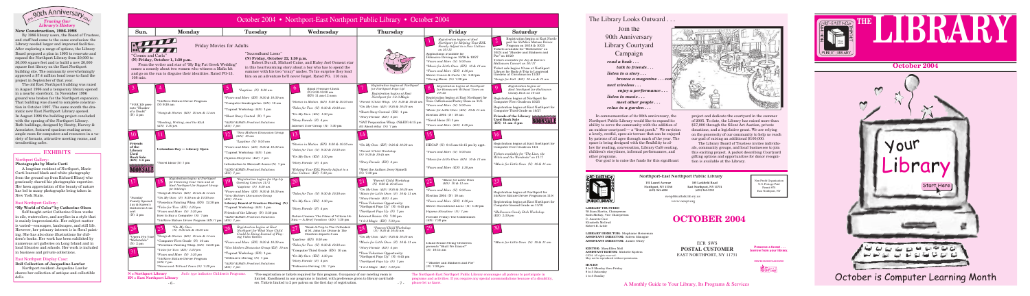# 90th Anniversary

*Tracing Our Library's History*

## New Construction, 1996-1998

By 1986 library users, the Board of Trustees, and staff had come to the same conclusion: the Library needed larger and improved facilities. After exploring a range of options, the Library Board proposed a plan in 1995 to renovate and expand the Northport Library from 20,000 to 36,000 square feet and to build a new 20,000 square foot library on the East Northport building site. The community overwhelmingly approved a $7.6 million bond issue to fund the project in September of that year.

The old East Northport building was razed in August 1996 and a temporary library opened in a nearby storefront. In November 1996 ground was broken for the Northport expansion. That building was closed to complete construction in October 1997. The same month the dramatic new East Northport Library opened. In August 1998 the building project concluded with the opening of the Northport Library. Both buildings, designed by Beatty, Harvey & Associates, featured spacious reading areas, ample room for computer resources in a variety of formats, attractive meeting rooms, and trendsetting cafés.

## EXHIBITS

### Northport Gallery:
**Photographs by Marie Curti**

A longtime resident of Northport, Marie Curti learned black and white photography from the ground up from Richard Hlusy who graciously shared his photographic expertise. Her keen appreciation of the beauty of nature has led to many photographs being taken in New York State.

### East Northport Gallery:
**"My World of Color" by Catherine Olsen**

Self-taught artist Catherine Olsen works in oils, watercolors, and acrylics in a style that is mainly impressionistic. Her subject matter is varied—seascapes, landscapes, and still life. However, her primary interest is in floral painting. She has also done illustrations for children's books. Her work has been exhibited by numerous art galleries on Long Island and in local libraries and schools. Her work is included in business and private collections.

### East Northport Display Case:
**Doll Collection of Jacqueline Lawlor**

Northport resident Jacqueline Lawlor shares her collection of antique and collectible dolls.

# October 2004 • Northport-East Northport Public Library • October 2004

| Sun. | Monday | Tuesday | Wednesday | Thursday | Friday | Saturday |
|---|---|---|---|---|---|---|
| | Friday Movies for Adults | | | | **1** Registration begins at East Northport for *Helping Your ESL Family Adjust to a New Culture* on 10/12 | **2** Registration begins at East Northport for *SAT/Acts Mature Driver Program* on 10/18 & 10/25 |
| | "Cinema Paradiso" (N) **Friday, October 1, 1:30 p.m.** From the writer and star of "My Big Fat Greek Wedding" comes a comedy about two women who witness a Mafia hit and go on the run to disguise their identities. Rated PG-13. 108 min. | "Secondhand Lions" (N) **Friday, October 22, 1:30 p.m.** Robert Duvall, Michael Caine, and Haley Joel Osment star in this heartwarming story about a boy who has to spend the summer with his two "crazy" uncles. To his surprise they lead him on an adventure he'll never forget. Rated PG. 110 min. | | | Applications now available for Defensive Driving on 10/26 & 10/27 *Fours and More (N) 9:30 am *Music for Little Ones (EN) 10 & 11 am *Fours and More (EN) 1:30 pm Marvin Cosme & Carlo (N) 1:30 pm *Young Music (N) 7:00 pm | Tickets available for "Mehitabel" on 10/24 and "Moetie and Hudsons and Pee" on 10/29 Tickets available for Amy & Karen's Halloween Concert on 10/17 Ticket sale begins 10 am at Northport Library for Book-A-Trip to Longwood Gardens at Christmas on 11/30 *Songs for Kids (EN) 10 am & 11 am |
| **3** *YOUR Kids presents "Shadow of a Doubt" (N) 2 pm | **4** *AARP Mature Driver Program (N) 9:30 am *Songs & Stories (EN) 10 am & 11 am *Reading, Writing, and the ELA (EN) 7:30 pm | **5** *Laptime (N) 9:30 am *Fours and More (EN) 9:30 & 10:30 am *Computer Kindergarten (EN) 10 am *Lapsit Workshop (EN) 1 pm *Short Story Central (N) 7 pm *ADD/ADHD: Practical Solutions (EN) 7 pm | **6** Blood Pressure Check (N) 9:30-10:30 am (EN) 11 am-12 noon *Stories in Motion (EN) 9:30 & 10:30 am *Tales for Two (N) 9:30 & 10:30 am *On My Own (EN) 1:30 pm *Story Parade (N) 4 pm Internet User Group (N) 7:30 pm | **7** Registration begins at Northport for Northport Pops Up! Registration begins at Head Northport for 1-2-3 Magic *Parent/Child Wkng. (N) 9:30 & 10:30 am *On My Own (EN) 9:30 & 10:30 am *Short Story Central (EN) 1 pm *Story Parade (EN) 4 pm *SAT Preparation Wkng. (N&EN) 6:15 pm Art Movie Night (N) 7 pm | **8** Registration begins at Northport for Homework Without Tears on 10/26 Registration begins at East Northport for Teen Calculator/Study Hints on 11/5 *Fours and More (N) 9:30 am *Music for Little Ones (EN) 10 & 11 am Election 2004 (N) 10 am *Travel Ideas (N) 1 pm *Fours and More (EN) 1:30 pm | **9** Registration begins at East Northport for Halloween Candy Hunt on 10/23 Registration begins at Northport for Computer First Grade on 10/23 Registration begins at East Northport for Computer Third Grade on 10/27 **Friends of the Library Used Book Sale (EN) 11 am-3 pm** |
| **10** **Friends of the Library Used Book Sale (EN) 1-5 pm** | **11** **Columbus Day — Library Open** *Travel Ideas (N) 7 pm | **12** *New Mothers Discussion Group (EN) 10 am *Laptime (N) 9:30 am *Fours and More (EN) 9:30 & 10:30 am *Lapsit Workshop (EN) 1 pm *Pajama Storytime (EN) 7 pm Introduction to Microsoft Access (N) 1 pm *ADD/ADHD: Practical Solutions (EN) 7 pm | **13** *Stories in Motion (EN) 9:30 & 10:30 am *Tales for Two (N) 9:30 & 10:30 am *On My Own (EN) 1:30 pm *Story Parade (N) 4 pm *Helping Your ESL Family Adjust to a New Culture (EN) 7:30 pm | **14** *On My Own (EN) 9:30 & 10:30 am *Parent/Child Workshop (N) 9:30 & 10:30 am *Story Parade (EN) 4 pm *Meet the Author: Jerry Spinelli (N) 7:30 pm | **15** HICAP (N) 9:15 am-12:15 pm by appt. *Fours and More (N) 9:30 am *Music for Little Ones (EN) 10 & 11 am *Fours and More (EN) 1:30 pm | **16** Registration begins at East Northport for Computer First Grade on 11/4 Tickets available for "The Lion, the Witch and the Wardrobe" on 11/7 *Music for Little Ones (N) 10 & 11 am |
| **17** *Sunday Family Special Amy & Karen's Halloween Concert (N) 2 pm | **18** Registration begins at Northport for Parenting Your Teen and at East Northport for Support Group for Siblings *Songs & Stories (EN) 10 am & 11 am *On My Own (N) 9:30 am & 10:30 am *Porcelain Painting Wkng. (EN) 1:30 pm *Tales for Two (EN) 3:30 pm *Fours and More (N) 1:30 pm How to Buy a Computer (N) 7 pm *AARP Mature Driver Program (EN) 7 pm | **19** Registration begins for Pop-Up Greeting Cards on 11/3 *Laptime (N) 9:30 am *Fours and More (EN) 9:30 & 10:30 am *New Mothers Discussion Group (EN) 10 am **Library Board of Trustees Meeting (N)** *Lapsit Workshop (EN) 1 pm Friends of the Library (N) 5:30 pm *ADD/ADHD: Practical Solutions (EN) 7 pm | **20** *Tales for Two (N) 9:30 & 10:30 am *On My Own (EN) 1:30 pm *Story Parade (N) 4 pm Italian Cinema: The Films of Vittorio De Sica — A Brief Vacation (EN) 7:30 pm | **21** *Parent/Child Workshop (N) 9:30 & 10:30 am *On My Own (EN) 9:30 & 10:30 am *Music for Little Ones (N) 10 & 11 am *Story Parade (EN) 4 pm *Teen Volunteer Opportunity: Northport Pops Up! (N) 6-8 pm *Northport Pops Up! (N) 7 pm Internet Basics (N) 7:30 pm *1-2-3 Magic (EN) 7:30 pm | **22** *Music for Little Ones (EN) 10 & 11 am *Fours and More (N) 9:30 am Election 2004 (N) 10 am *Fours and More (EN) 1:30 pm Movie: Secondhand Lions (N) 1:30 pm Pajama Storytime (N) 7 pm Friendly Friday: The Umbrellaws (EN) 7:30 pm | **23** Registration begins at Northport for AARP Mature Driver Program on 11/8 Registration begins at East Northport for Computer Second Grade on 11/6 *Halloween Candy Dish Workshop (EN) 2:30 pm |
| **24** *Opera For Your "Mehitabel" (N) 2 pm **31** | **25** *On My Own (N) 9:30 am & 10:30 am *Songs & Stories (EN) 10 am & 11 am *Computer First Grade (N) 10 am *Porcelain Painting Wkng. (EN) 12:30 pm *Tales for Two (EN) 1:30 pm *Fours and More (N) 1:30 pm *AARP Mature Driver Program (EN) 7 pm *Homework Without Tears (N) 7:30 pm | **26** Registration begins at East Northport for What Your Child Could Be Doing Instead of Playing Video Games *Fours and More (EN) 9:30 & 10:30 am *New Mothers Discussion Group (EN) 10 am *Lapsit Workshop (EN) 1 pm *Laptime (N) 9:30 am *ADD/ADHD: Practical Solutions (EN) 7 pm | **27** *Book-A-Trip to The Cathedral of St. John the Divine & The Cloisters departs 8 am *Laptime (EN) 9:30 am *Tales for Two (N) 9:30 & 10:30 am Computer Third Grade (EN) 10 am *On My Own (EN) 1:30 pm *Story Parade (N) 4 pm *Defensive Driving (N) 7 pm | **28** *Parent/Child Workshop (N) 9:30 & 10:30 am *On My Own (EN) 9:30 & 10:30 am *Music for Little Ones (N) 10 & 11 am *Story Parade (EN) 4 pm *Teen Volunteer Opportunity: Northport Pops Up! (N) 6-8 pm *Northport Pops Up! (N) 7 pm *1-2-3 Magic (EN) 7:30 pm | **29** Island Senior String Orchestra presents "Shall We Dance?" (N) 10:15 am **Moetie and Hudsons and Pee (N) 7:30 pm | **30** *Music for Little Ones (N) 10 & 11 am |

N = Northport Library *Italic type indicates Children's Programs.*
EN = East Northport Library

*Pre-registration or tickets required for this program. Occupancy of our meeting room is limited. Enrollment in our programs is limited, with preference given to library card holders. Tickets limited to 2 per person on the first day of registration.

The Northport-East Northport Public Library encourages all patrons to participate in programs and activities. If you require any special accommodations because of a disability, please let us know.

## The Library Looks Outward . . .

Join the 90th Anniversary Library Courtyard Campaign

*read a book . . .*
*talk to friends . . .*
*listen to a story . . .*
*browse a magazine . . . connect wireless . . .*
*enjoy a performance . . .*
*listen to music . . .*
*meet other people . . .*
*relax in a garden . . .*

In commemoration of its 90th anniversary, the Northport Public Library would like to expand its ability to serve the community with the addition of an outdoor courtyard — a "front porch." We envision a lovely, restful, open-air space that can be enjoyed by patrons of all ages through much of the year. The space is being designed with the flexibility to allow for reading, conversation, Library Café seating, children's storytimes, informal performances, and other programs.

Our goal is to raise the funds for this significant project and dedicate the courtyard in the summer of 2005. To date, the Library has raised more than $57,000 through the Silent Art Auction, private donations, and a legislative grant. We are relying on the generosity of our community to help us reach our goal of raising an additional $100,000.

The Library Board of Trustees invites individuals, community groups, and local businesses to join this exciting project. A packet describing Courtyard gifting options and opportunities for donor recognition is available at the Library.

## Northport-East Northport Public Library

151 Laurel Avenue
Northport, NY 11768
(631) 261-6930

185 Larkfield Road
East Northport, NY 11731
(631) 261-2313

nenpl@suffolk.lib.ny.us
www.nenpl.org

Non-Profit Organization
U.S. Postage Paid
Permit #79
East Northport, NY

# OCTOBER 2004

**LIBRARY TRUSTEES**
William Hardin, Chairperson
Ruth Hobley, Vice Chairperson
C. Annette Caro
Elizabeth McDowell
Robert E. Little

**LIBRARY DIRECTOR:** Stephanie Heineman
**ASSISTANT DIRECTOR:** Eileen Minogue
**ASSISTANT DIRECTOR:** James Olney

**EDITOR:** Mary Ellen Moll
**ASSISTANT EDITOR:** Michelle Epstein
©2004. All rights reserved.
May not be reproduced without permission.

**HOURS**
9 to 9 Monday thru Friday
9 to 5 Saturday
1 to 5 Sunday

ECR SWS
**POSTAL CUSTOMER**
EAST NORTHPORT, NY 11731

Preserve a forest . . . borrow from your library.

# THE LIBRARY

**October 2004**

Your Library

Start Here

October is Computer Learning Month

A Monthly Guide to Your Library, Its Programs & Services